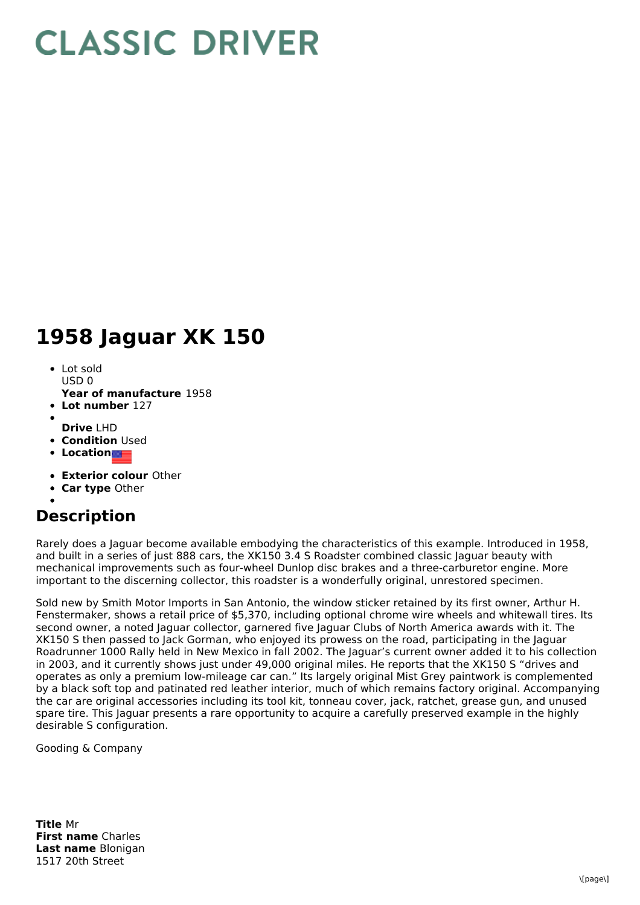# CLASSIC DRIVER

# 1958 Jaguar XK 150

- Lot sold
  USD 0
  **Year of manufacture** 1958
- **Lot number** 127
- 
  **Drive** LHD
- **Condition** Used
- **Location**
- **Exterior colour** Other
- **Car type** Other
- 

## Description

Rarely does a Jaguar become available embodying the characteristics of this example. Introduced in 1958, and built in a series of just 888 cars, the XK150 3.4 S Roadster combined classic Jaguar beauty with mechanical improvements such as four-wheel Dunlop disc brakes and a three-carburetor engine. More important to the discerning collector, this roadster is a wonderfully original, unrestored specimen.

Sold new by Smith Motor Imports in San Antonio, the window sticker retained by its first owner, Arthur H. Fenstermaker, shows a retail price of $5,370, including optional chrome wire wheels and whitewall tires. Its second owner, a noted Jaguar collector, garnered five Jaguar Clubs of North America awards with it. The XK150 S then passed to Jack Gorman, who enjoyed its prowess on the road, participating in the Jaguar Roadrunner 1000 Rally held in New Mexico in fall 2002. The Jaguar's current owner added it to his collection in 2003, and it currently shows just under 49,000 original miles. He reports that the XK150 S "drives and operates as only a premium low-mileage car can." Its largely original Mist Grey paintwork is complemented by a black soft top and patinated red leather interior, much of which remains factory original. Accompanying the car are original accessories including its tool kit, tonneau cover, jack, ratchet, grease gun, and unused spare tire. This Jaguar presents a rare opportunity to acquire a carefully preserved example in the highly desirable S configuration.

Gooding & Company

**Title** Mr
**First name** Charles
**Last name** Blonigan
1517 20th Street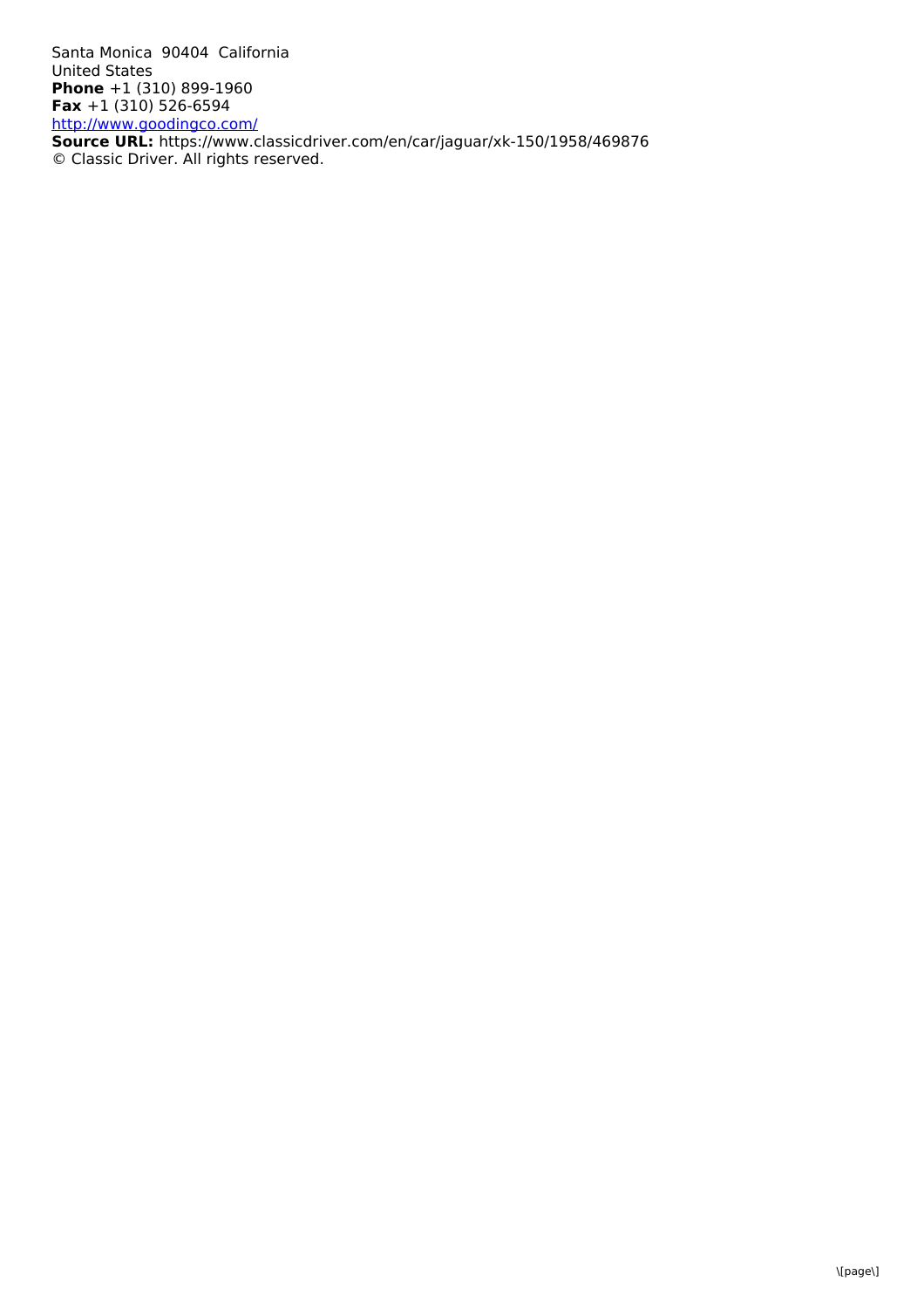Santa Monica  90404  California
United States
**Phone** +1 (310) 899-1960
**Fax** +1 (310) 526-6594
[http://www.goodingco.com/](http://www.goodingco.com/)
**Source URL:** https://www.classicdriver.com/en/car/jaguar/xk-150/1958/469876
© Classic Driver. All rights reserved.